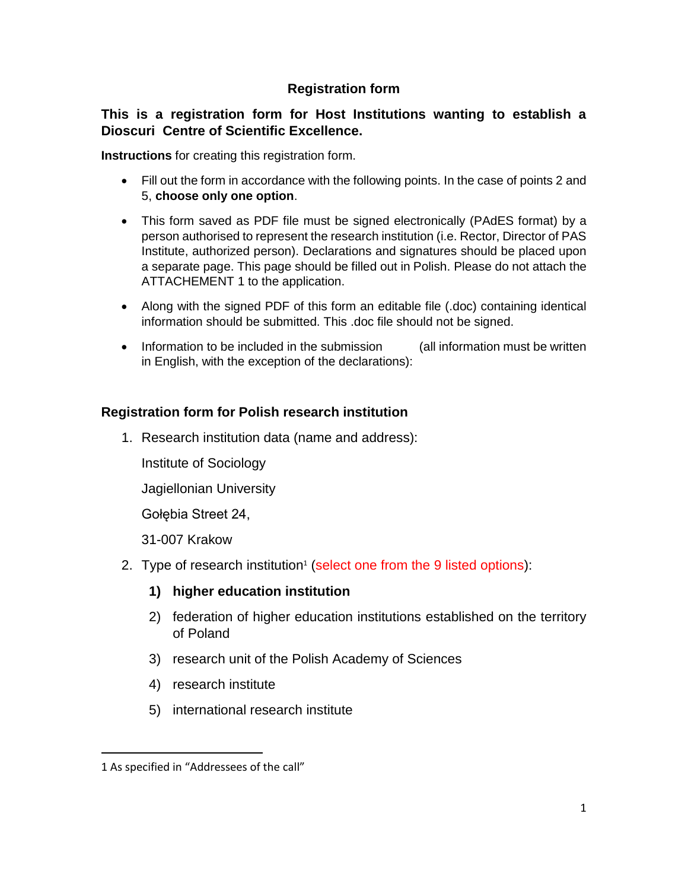**Registration form**

**This is a registration form for Host Institutions wanting to establish a Dioscuri Centre of Scientific Excellence.**

**Instructions** for creating this registration form.

- Fill out the form in accordance with the following points. In the case of points 2 and 5, **choose only one option**.
- This form saved as PDF file must be signed electronically (PAdES format) by a person authorised to represent the research institution (i.e. Rector, Director of PAS Institute, authorized person). Declarations and signatures should be placed upon a separate page. This page should be filled out in Polish. Please do not attach the ATTACHEMENT 1 to the application.
- Along with the signed PDF of this form an editable file (.doc) containing identical information should be submitted. This .doc file should not be signed.
- Information to be included in the submission (all information must be written in English, with the exception of the declarations):

## Registration form for Polish research institution

1. Research institution data (name and address):

   Institute of Sociology

   Jagiellonian University

   Gołębia Street 24,

   31-007 Krakow

2. Type of research institution[1] (select one from the 9 listed options):

   **1) higher education institution**

   2) federation of higher education institutions established on the territory of Poland

   3) research unit of the Polish Academy of Sciences

   4) research institute

   5) international research institute

---

1 As specified in “Addressees of the call”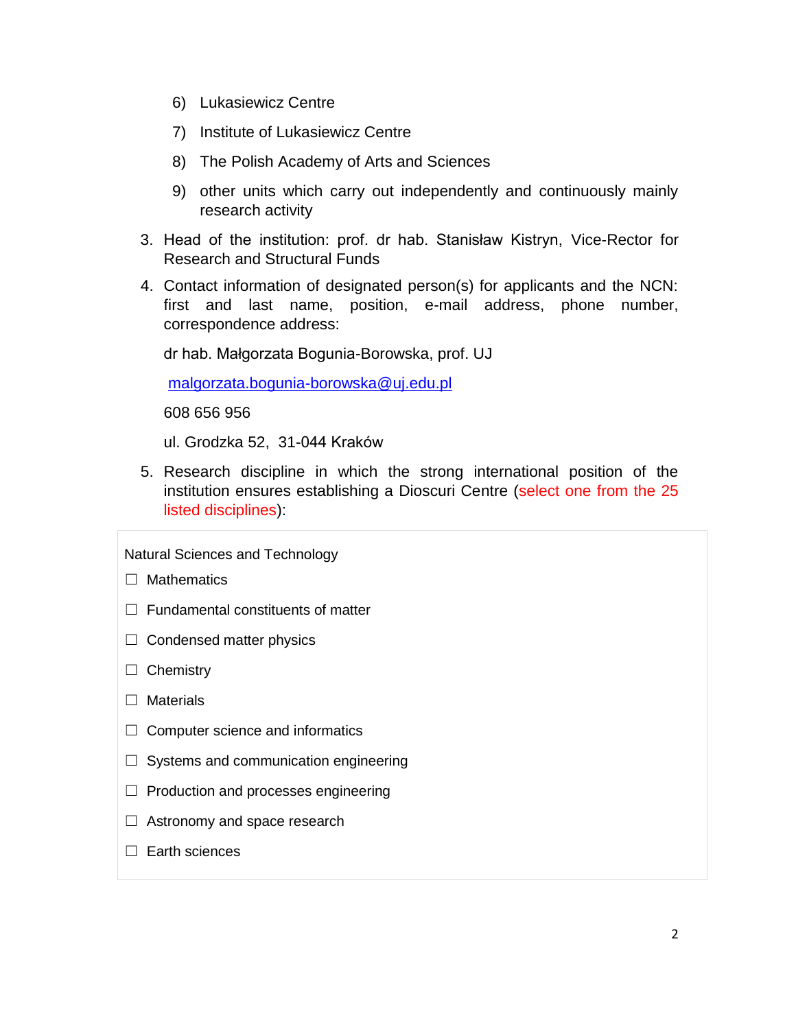6) Lukasiewicz Centre

7) Institute of Lukasiewicz Centre

8) The Polish Academy of Arts and Sciences

9) other units which carry out independently and continuously mainly research activity

3. Head of the institution: prof. dr hab. Stanisław Kistryn, Vice-Rector for Research and Structural Funds

4. Contact information of designated person(s) for applicants and the NCN: first and last name, position, e-mail address, phone number, correspondence address:

   dr hab. Małgorzata Bogunia-Borowska, prof. UJ

   malgorzata.bogunia-borowska@uj.edu.pl

   608 656 956

   ul. Grodzka 52, 31-044 Kraków

5. Research discipline in which the strong international position of the institution ensures establishing a Dioscuri Centre (select one from the 25 listed disciplines):

Natural Sciences and Technology

☐ Mathematics

☐ Fundamental constituents of matter

☐ Condensed matter physics

☐ Chemistry

☐ Materials

☐ Computer science and informatics

☐ Systems and communication engineering

☐ Production and processes engineering

☐ Astronomy and space research

☐ Earth sciences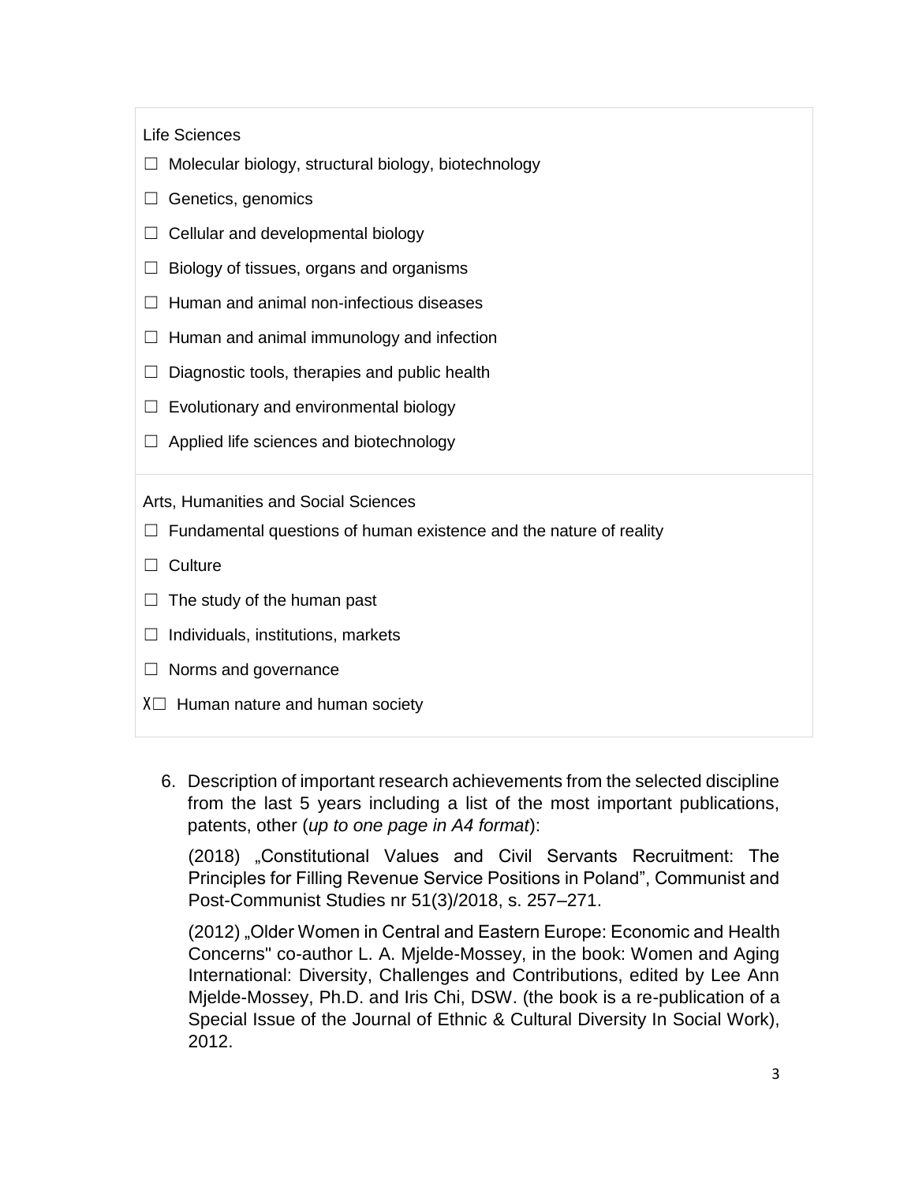Life Sciences

☐ Molecular biology, structural biology, biotechnology

☐ Genetics, genomics

☐ Cellular and developmental biology

☐ Biology of tissues, organs and organisms

☐ Human and animal non-infectious diseases

☐ Human and animal immunology and infection

☐ Diagnostic tools, therapies and public health

☐ Evolutionary and environmental biology

☐ Applied life sciences and biotechnology

Arts, Humanities and Social Sciences

☐ Fundamental questions of human existence and the nature of reality

☐ Culture

☐ The study of the human past

☐ Individuals, institutions, markets

☐ Norms and governance

X☐ Human nature and human society

6. Description of important research achievements from the selected discipline from the last 5 years including a list of the most important publications, patents, other (*up to one page in A4 format*):

   (2018) „Constitutional Values and Civil Servants Recruitment: The Principles for Filling Revenue Service Positions in Poland", Communist and Post-Communist Studies nr 51(3)/2018, s. 257–271.

   (2012) „Older Women in Central and Eastern Europe: Economic and Health Concerns" co-author L. A. Mjelde-Mossey, in the book: Women and Aging International: Diversity, Challenges and Contributions, edited by Lee Ann Mjelde-Mossey, Ph.D. and Iris Chi, DSW. (the book is a re-publication of a Special Issue of the Journal of Ethnic & Cultural Diversity In Social Work), 2012.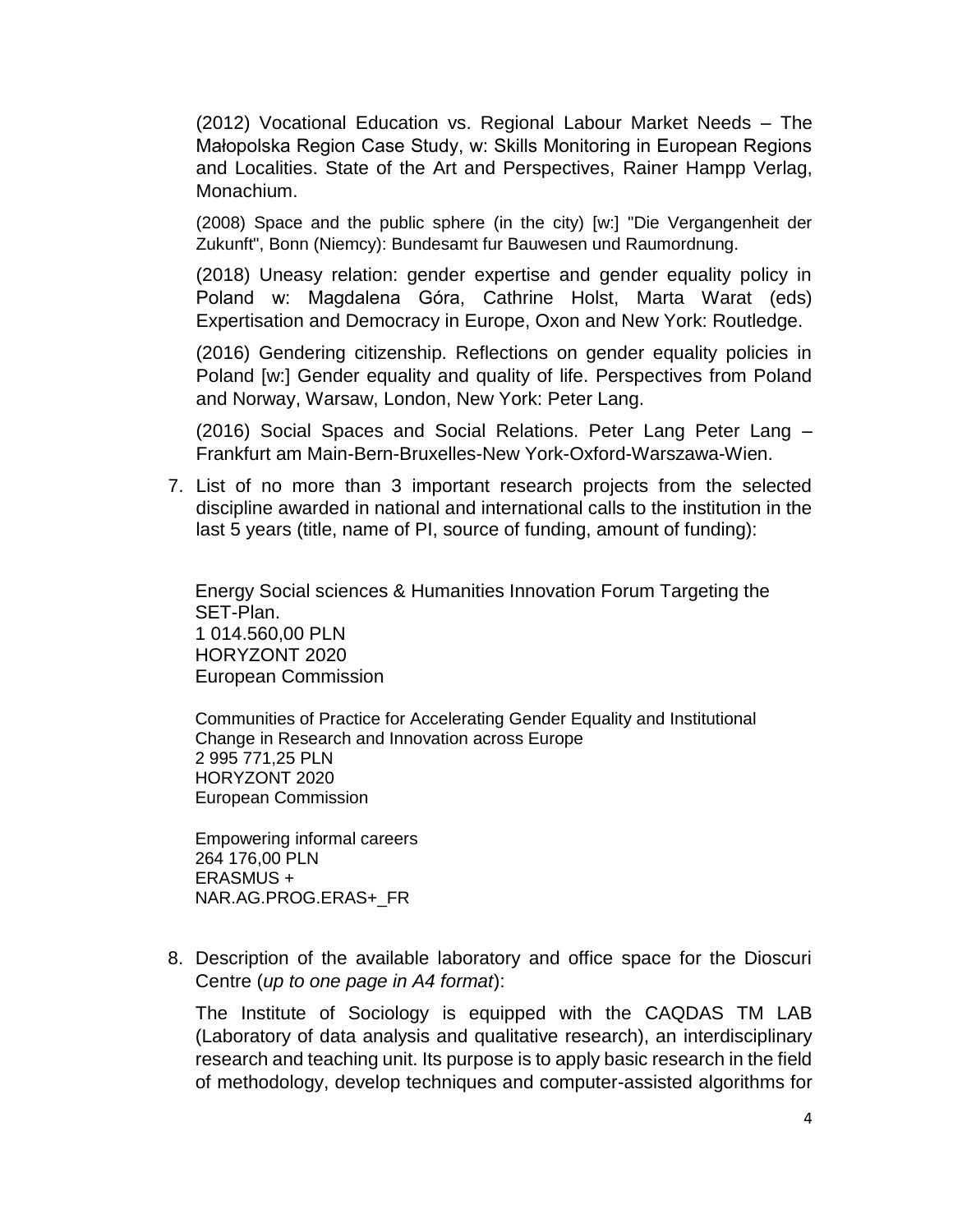(2012) Vocational Education vs. Regional Labour Market Needs – The Małopolska Region Case Study, w: Skills Monitoring in European Regions and Localities. State of the Art and Perspectives, Rainer Hampp Verlag, Monachium.

(2008) Space and the public sphere (in the city) [w:] "Die Vergangenheit der Zukunft", Bonn (Niemcy): Bundesamt fur Bauwesen und Raumordnung.

(2018) Uneasy relation: gender expertise and gender equality policy in Poland w: Magdalena Góra, Cathrine Holst, Marta Warat (eds) Expertisation and Democracy in Europe, Oxon and New York: Routledge.

(2016) Gendering citizenship. Reflections on gender equality policies in Poland [w:] Gender equality and quality of life. Perspectives from Poland and Norway, Warsaw, London, New York: Peter Lang.

(2016) Social Spaces and Social Relations. Peter Lang Peter Lang – Frankfurt am Main-Bern-Bruxelles-New York-Oxford-Warszawa-Wien.

7. List of no more than 3 important research projects from the selected discipline awarded in national and international calls to the institution in the last 5 years (title, name of PI, source of funding, amount of funding):

   Energy Social sciences & Humanities Innovation Forum Targeting the SET-Plan.
   1 014.560,00 PLN
   HORYZONT 2020
   European Commission

   Communities of Practice for Accelerating Gender Equality and Institutional Change in Research and Innovation across Europe
   2 995 771,25 PLN
   HORYZONT 2020
   European Commission

   Empowering informal careers
   264 176,00 PLN
   ERASMUS +
   NAR.AG.PROG.ERAS+_FR

8. Description of the available laboratory and office space for the Dioscuri Centre (*up to one page in A4 format*):

   The Institute of Sociology is equipped with the CAQDAS TM LAB (Laboratory of data analysis and qualitative research), an interdisciplinary research and teaching unit. Its purpose is to apply basic research in the field of methodology, develop techniques and computer-assisted algorithms for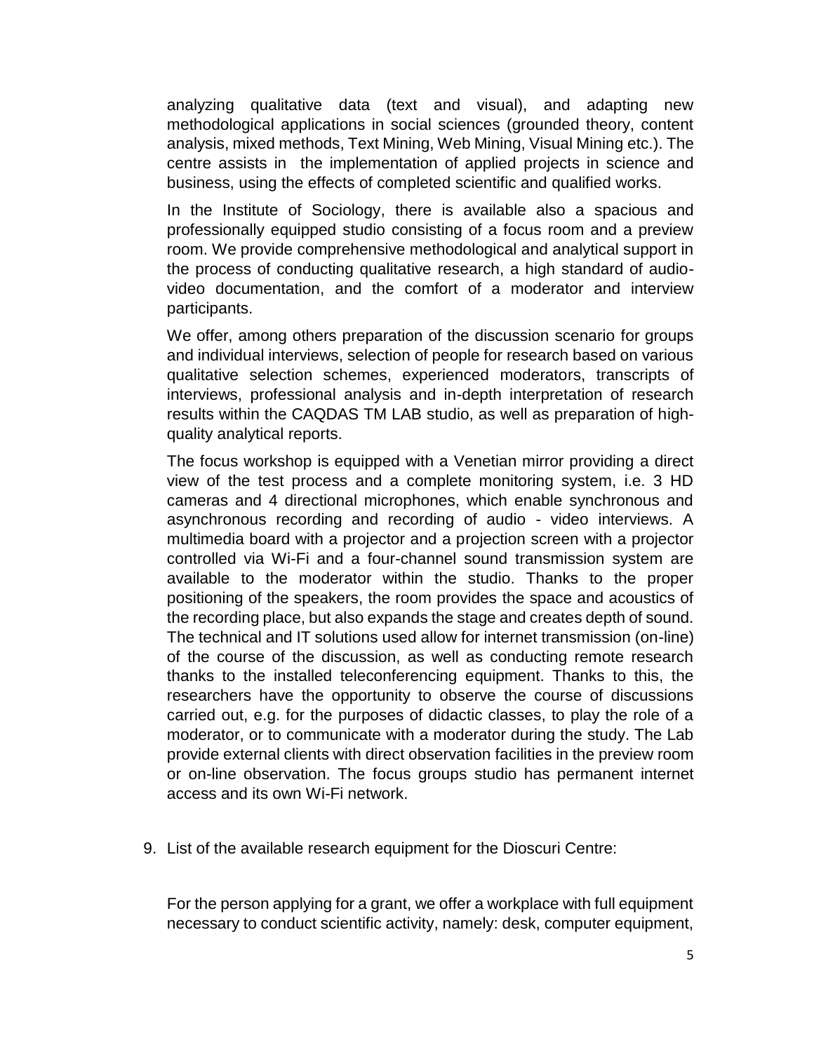analyzing qualitative data (text and visual), and adapting new methodological applications in social sciences (grounded theory, content analysis, mixed methods, Text Mining, Web Mining, Visual Mining etc.). The centre assists in the implementation of applied projects in science and business, using the effects of completed scientific and qualified works.

In the Institute of Sociology, there is available also a spacious and professionally equipped studio consisting of a focus room and a preview room. We provide comprehensive methodological and analytical support in the process of conducting qualitative research, a high standard of audio-video documentation, and the comfort of a moderator and interview participants.

We offer, among others preparation of the discussion scenario for groups and individual interviews, selection of people for research based on various qualitative selection schemes, experienced moderators, transcripts of interviews, professional analysis and in-depth interpretation of research results within the CAQDAS TM LAB studio, as well as preparation of high-quality analytical reports.

The focus workshop is equipped with a Venetian mirror providing a direct view of the test process and a complete monitoring system, i.e. 3 HD cameras and 4 directional microphones, which enable synchronous and asynchronous recording and recording of audio - video interviews. A multimedia board with a projector and a projection screen with a projector controlled via Wi-Fi and a four-channel sound transmission system are available to the moderator within the studio. Thanks to the proper positioning of the speakers, the room provides the space and acoustics of the recording place, but also expands the stage and creates depth of sound. The technical and IT solutions used allow for internet transmission (on-line) of the course of the discussion, as well as conducting remote research thanks to the installed teleconferencing equipment. Thanks to this, the researchers have the opportunity to observe the course of discussions carried out, e.g. for the purposes of didactic classes, to play the role of a moderator, or to communicate with a moderator during the study. The Lab provide external clients with direct observation facilities in the preview room or on-line observation. The focus groups studio has permanent internet access and its own Wi-Fi network.

9. List of the available research equipment for the Dioscuri Centre:

For the person applying for a grant, we offer a workplace with full equipment necessary to conduct scientific activity, namely: desk, computer equipment,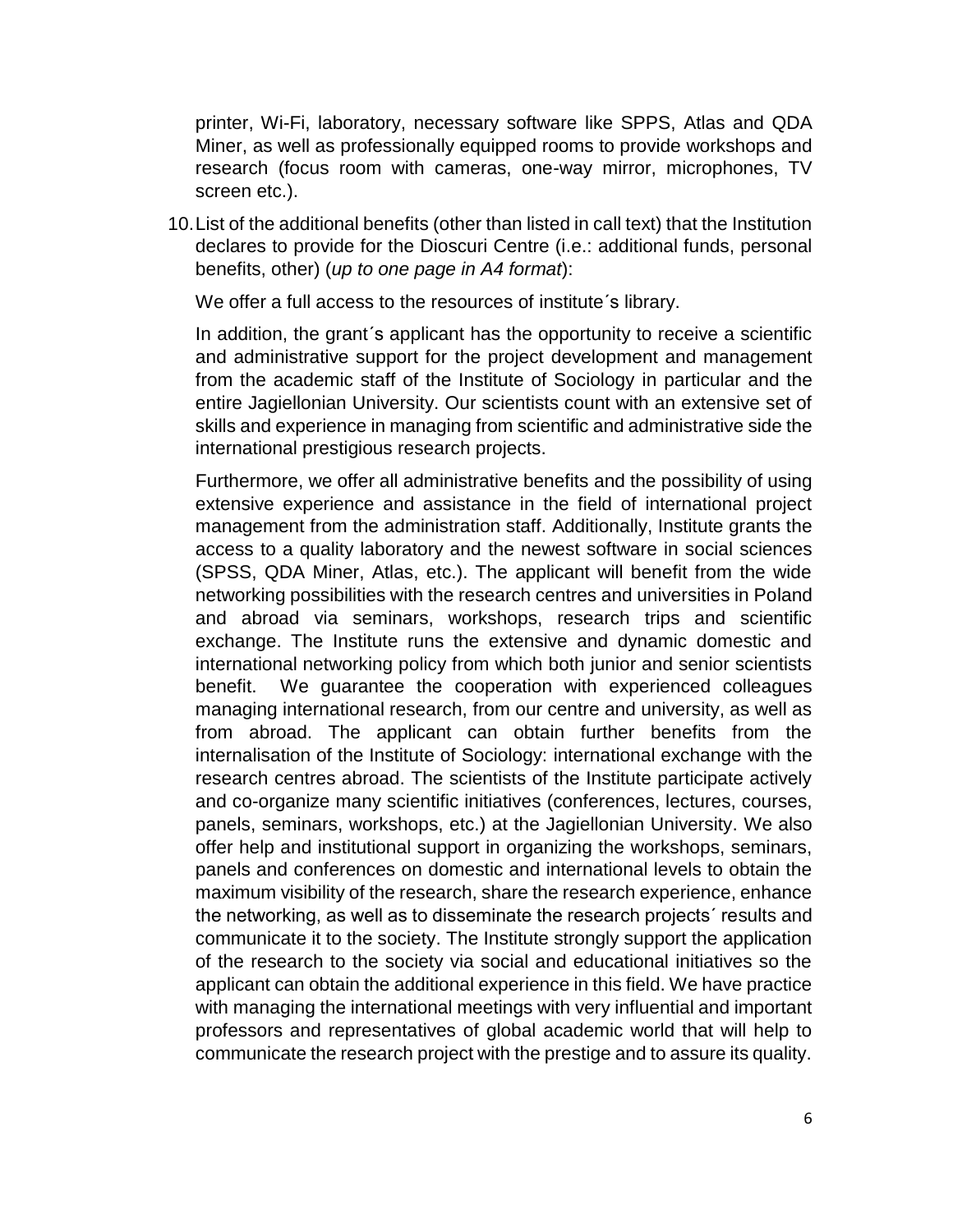printer, Wi-Fi, laboratory, necessary software like SPPS, Atlas and QDA Miner, as well as professionally equipped rooms to provide workshops and research (focus room with cameras, one-way mirror, microphones, TV screen etc.).

10. List of the additional benefits (other than listed in call text) that the Institution declares to provide for the Dioscuri Centre (i.e.: additional funds, personal benefits, other) (*up to one page in A4 format*):

    We offer a full access to the resources of institute´s library.

    In addition, the grant´s applicant has the opportunity to receive a scientific and administrative support for the project development and management from the academic staff of the Institute of Sociology in particular and the entire Jagiellonian University. Our scientists count with an extensive set of skills and experience in managing from scientific and administrative side the international prestigious research projects.

    Furthermore, we offer all administrative benefits and the possibility of using extensive experience and assistance in the field of international project management from the administration staff. Additionally, Institute grants the access to a quality laboratory and the newest software in social sciences (SPSS, QDA Miner, Atlas, etc.). The applicant will benefit from the wide networking possibilities with the research centres and universities in Poland and abroad via seminars, workshops, research trips and scientific exchange. The Institute runs the extensive and dynamic domestic and international networking policy from which both junior and senior scientists benefit. We guarantee the cooperation with experienced colleagues managing international research, from our centre and university, as well as from abroad. The applicant can obtain further benefits from the internalisation of the Institute of Sociology: international exchange with the research centres abroad. The scientists of the Institute participate actively and co-organize many scientific initiatives (conferences, lectures, courses, panels, seminars, workshops, etc.) at the Jagiellonian University. We also offer help and institutional support in organizing the workshops, seminars, panels and conferences on domestic and international levels to obtain the maximum visibility of the research, share the research experience, enhance the networking, as well as to disseminate the research projects´ results and communicate it to the society. The Institute strongly support the application of the research to the society via social and educational initiatives so the applicant can obtain the additional experience in this field. We have practice with managing the international meetings with very influential and important professors and representatives of global academic world that will help to communicate the research project with the prestige and to assure its quality.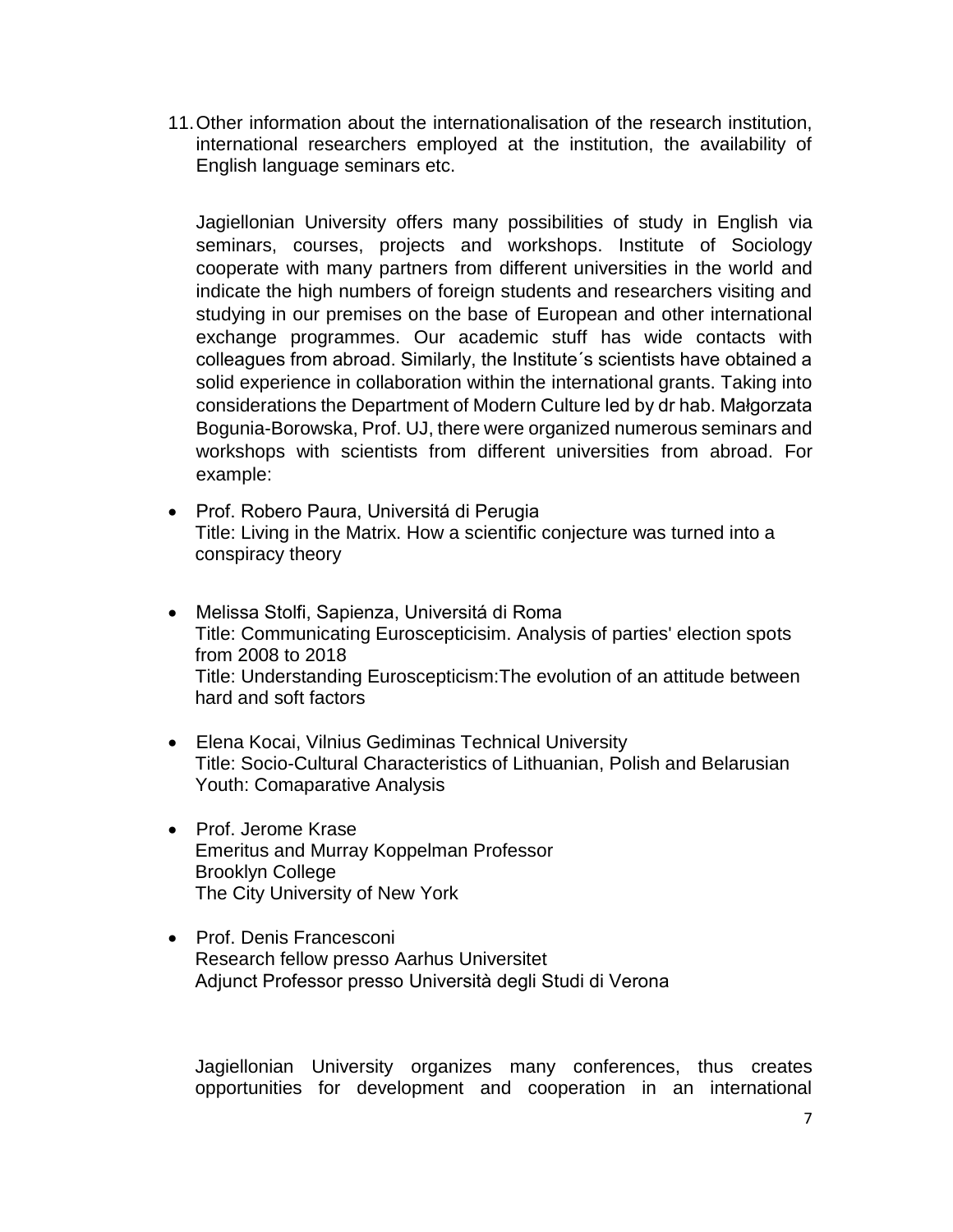11. Other information about the internationalisation of the research institution, international researchers employed at the institution, the availability of English language seminars etc.

Jagiellonian University offers many possibilities of study in English via seminars, courses, projects and workshops. Institute of Sociology cooperate with many partners from different universities in the world and indicate the high numbers of foreign students and researchers visiting and studying in our premises on the base of European and other international exchange programmes. Our academic stuff has wide contacts with colleagues from abroad. Similarly, the Institute´s scientists have obtained a solid experience in collaboration within the international grants. Taking into considerations the Department of Modern Culture led by dr hab. Małgorzata Bogunia-Borowska, Prof. UJ, there were organized numerous seminars and workshops with scientists from different universities from abroad. For example:

- Prof. Robero Paura, Universitá di Perugia
  Title: Living in the Matrix. How a scientific conjecture was turned into a conspiracy theory

- Melissa Stolfi, Sapienza, Universitá di Roma
  Title: Communicating Euroscepticisim. Analysis of parties' election spots from 2008 to 2018
  Title: Understanding Euroscepticism:The evolution of an attitude between hard and soft factors

- Elena Kocai, Vilnius Gediminas Technical University
  Title: Socio-Cultural Characteristics of Lithuanian, Polish and Belarusian Youth: Comaparative Analysis

- Prof. Jerome Krase
  Emeritus and Murray Koppelman Professor
  Brooklyn College
  The City University of New York

- Prof. Denis Francesconi
  Research fellow presso Aarhus Universitet
  Adjunct Professor presso Università degli Studi di Verona

Jagiellonian University organizes many conferences, thus creates opportunities for development and cooperation in an international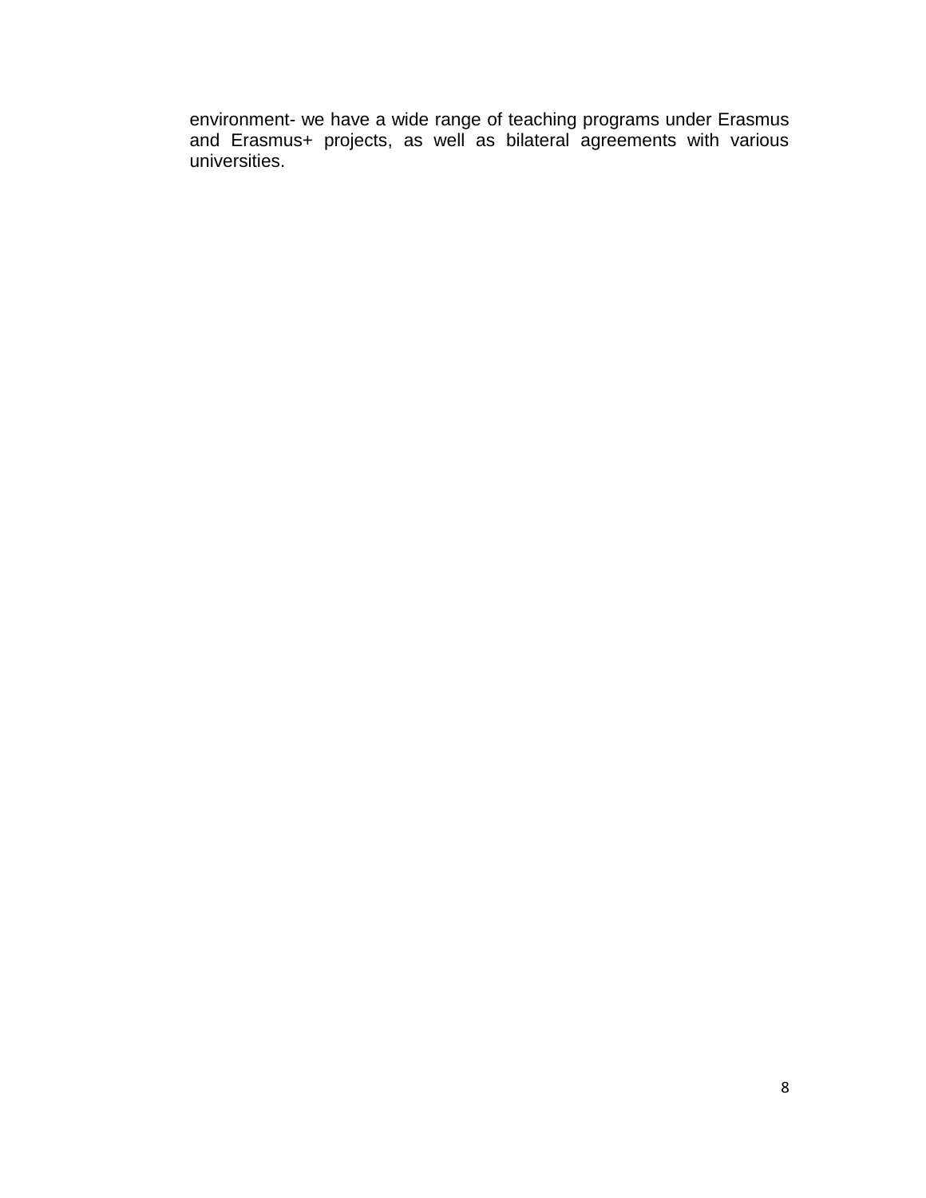environment- we have a wide range of teaching programs under Erasmus and Erasmus+ projects, as well as bilateral agreements with various universities.